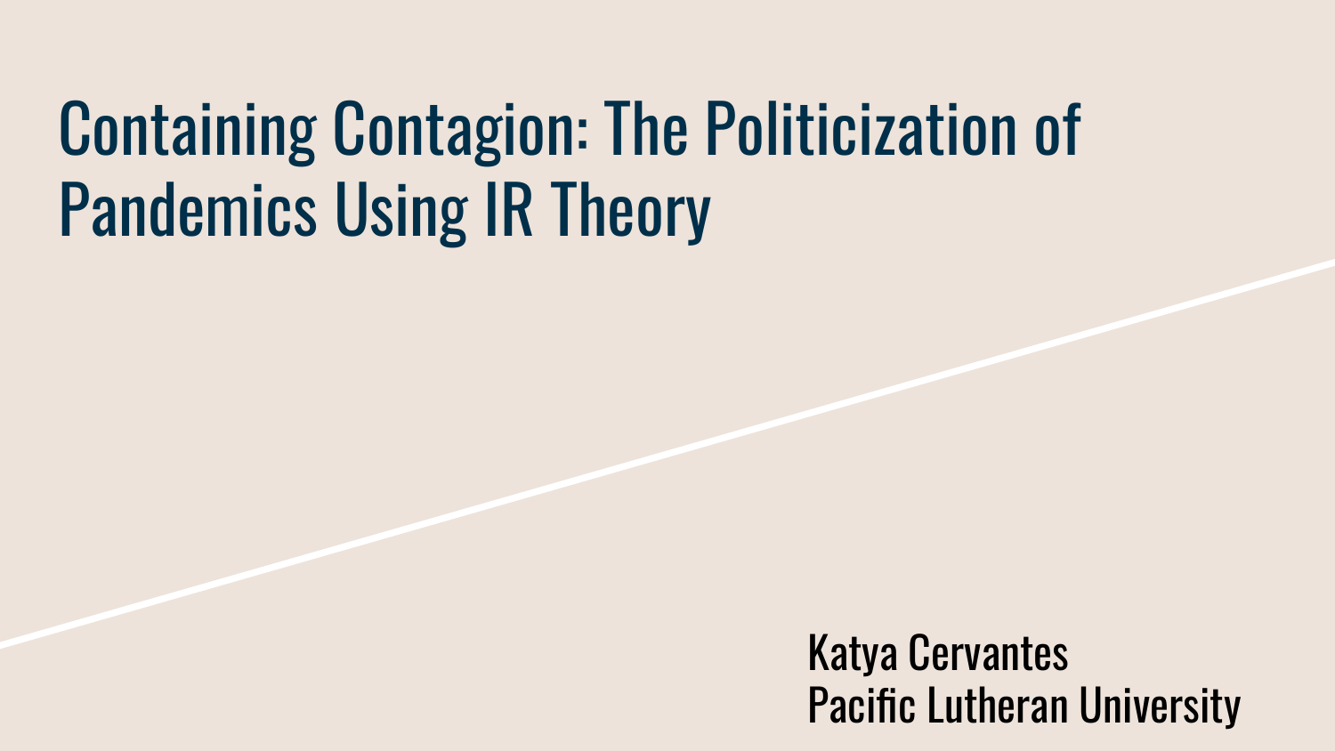# Containing Contagion: The Politicization of Pandemics Using IR Theory

Katya Cervantes
Pacific Lutheran University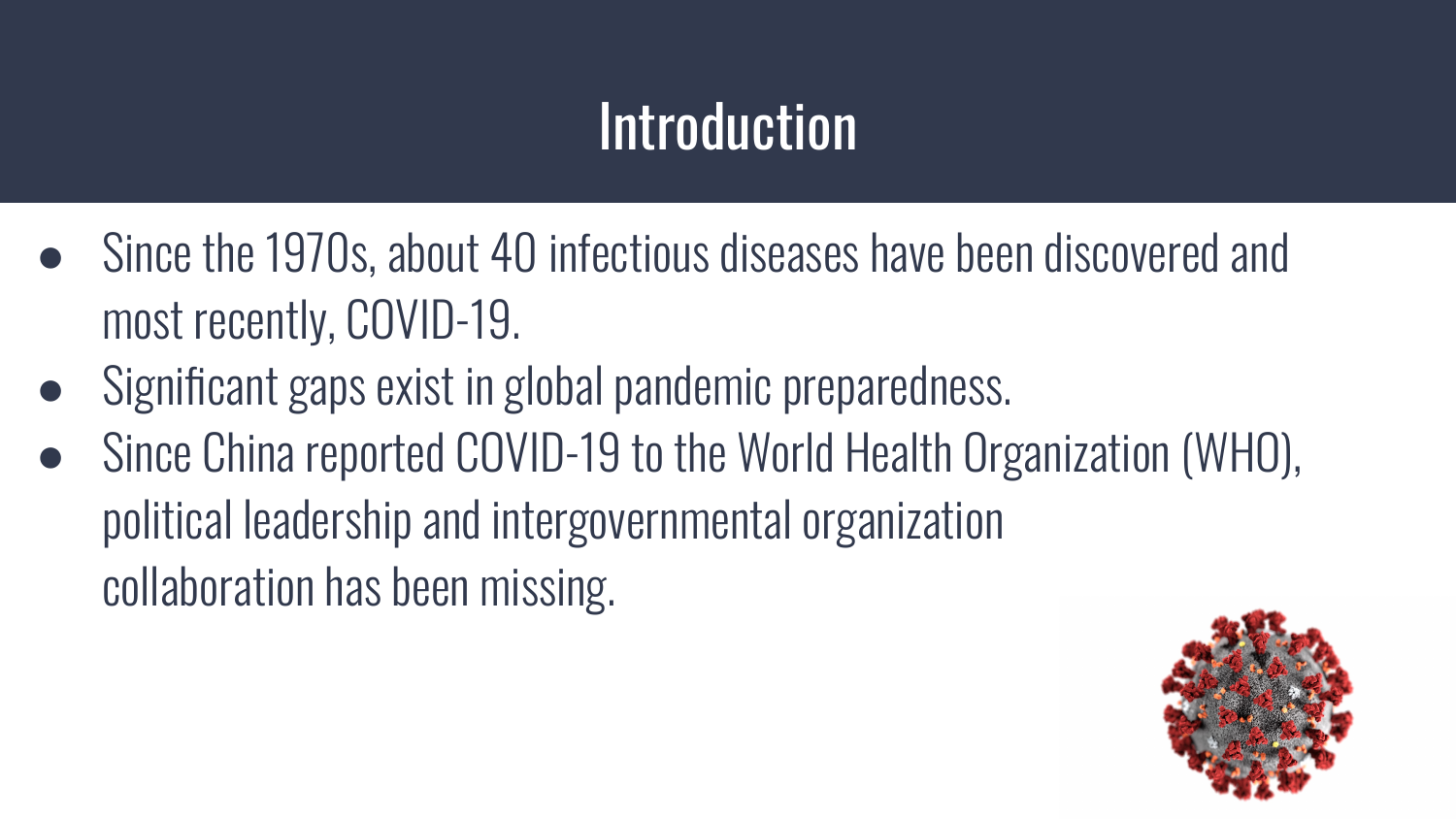# Introduction

- Since the 1970s, about 40 infectious diseases have been discovered and most recently, COVID-19.
- Significant gaps exist in global pandemic preparedness.
- Since China reported COVID-19 to the World Health Organization (WHO), political leadership and intergovernmental organization collaboration has been missing.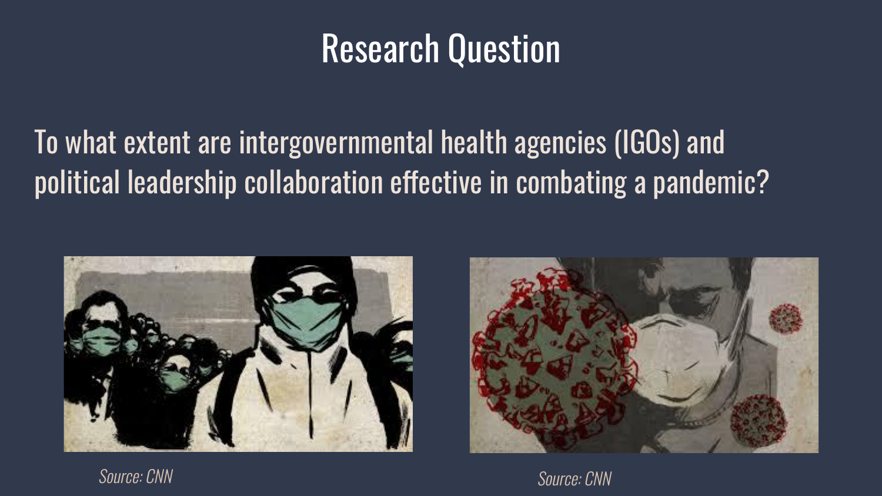# Research Question

To what extent are intergovernmental health agencies (IGOs) and political leadership collaboration effective in combating a pandemic?

*Source: CNN*

*Source: CNN*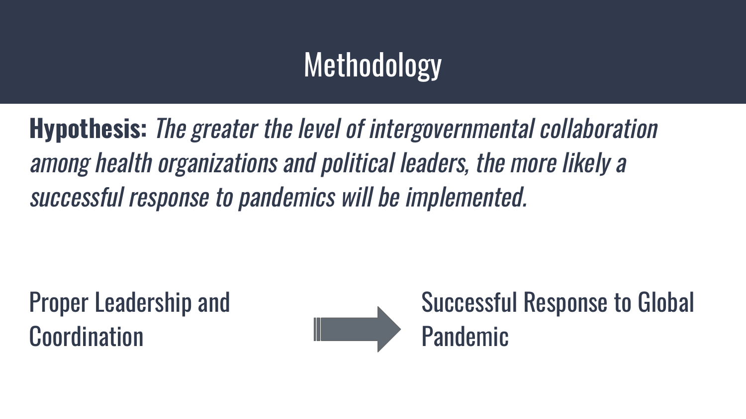# Methodology

**Hypothesis:** *The greater the level of intergovernmental collaboration among health organizations and political leaders, the more likely a successful response to pandemics will be implemented.*

Proper Leadership and Coordination → Successful Response to Global Pandemic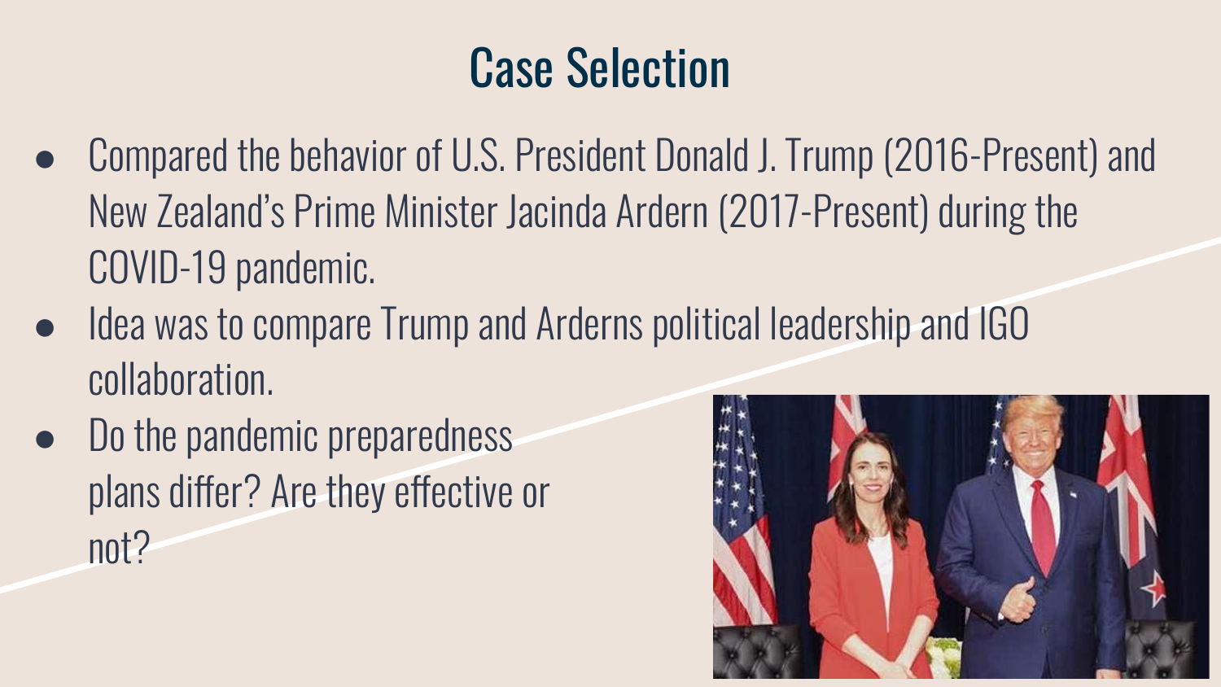# Case Selection

- Compared the behavior of U.S. President Donald J. Trump (2016-Present) and New Zealand's Prime Minister Jacinda Ardern (2017-Present) during the COVID-19 pandemic.
- Idea was to compare Trump and Arderns political leadership and IGO collaboration.
- Do the pandemic preparedness plans differ? Are they effective or not?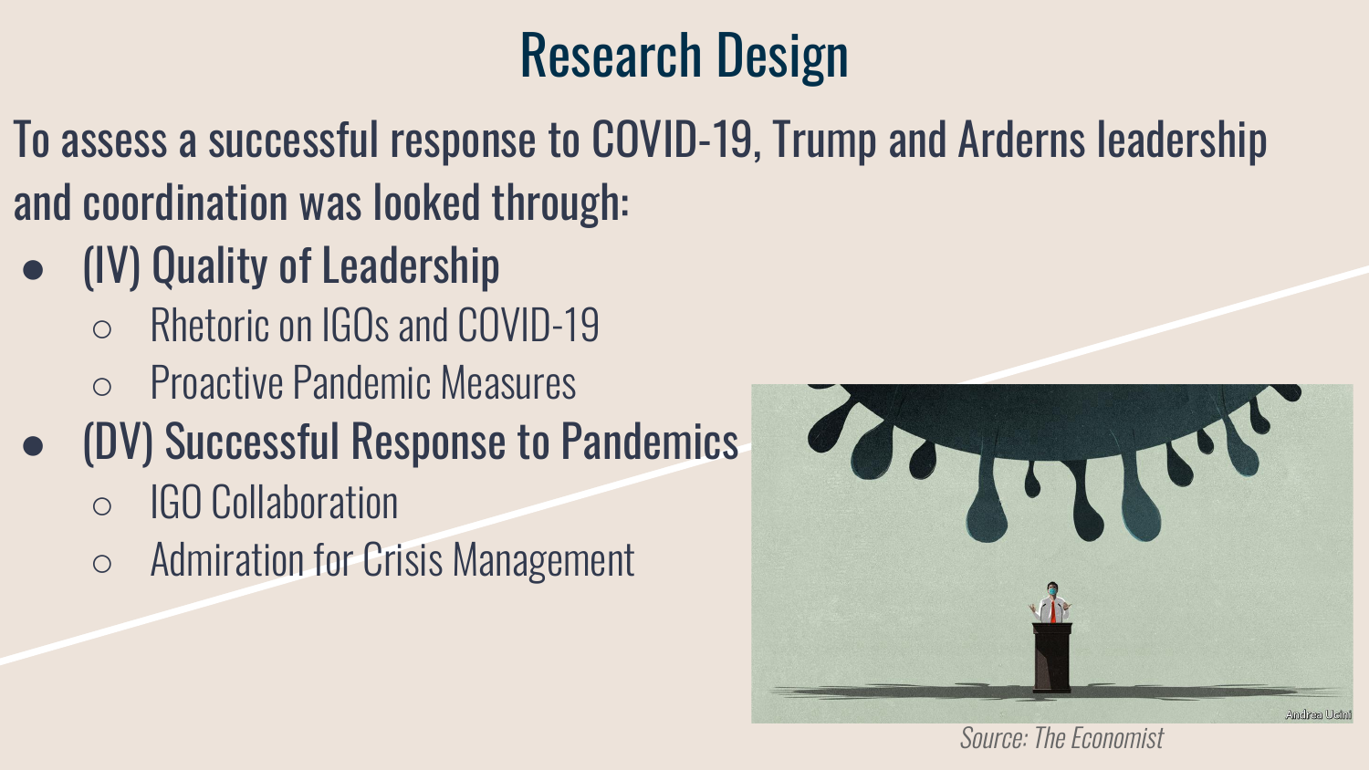# Research Design

To assess a successful response to COVID-19, Trump and Arderns leadership and coordination was looked through:

- (IV) Quality of Leadership
  - Rhetoric on IGOs and COVID-19
  - Proactive Pandemic Measures
- (DV) Successful Response to Pandemics
  - IGO Collaboration
  - Admiration for Crisis Management

*Source: The Economist*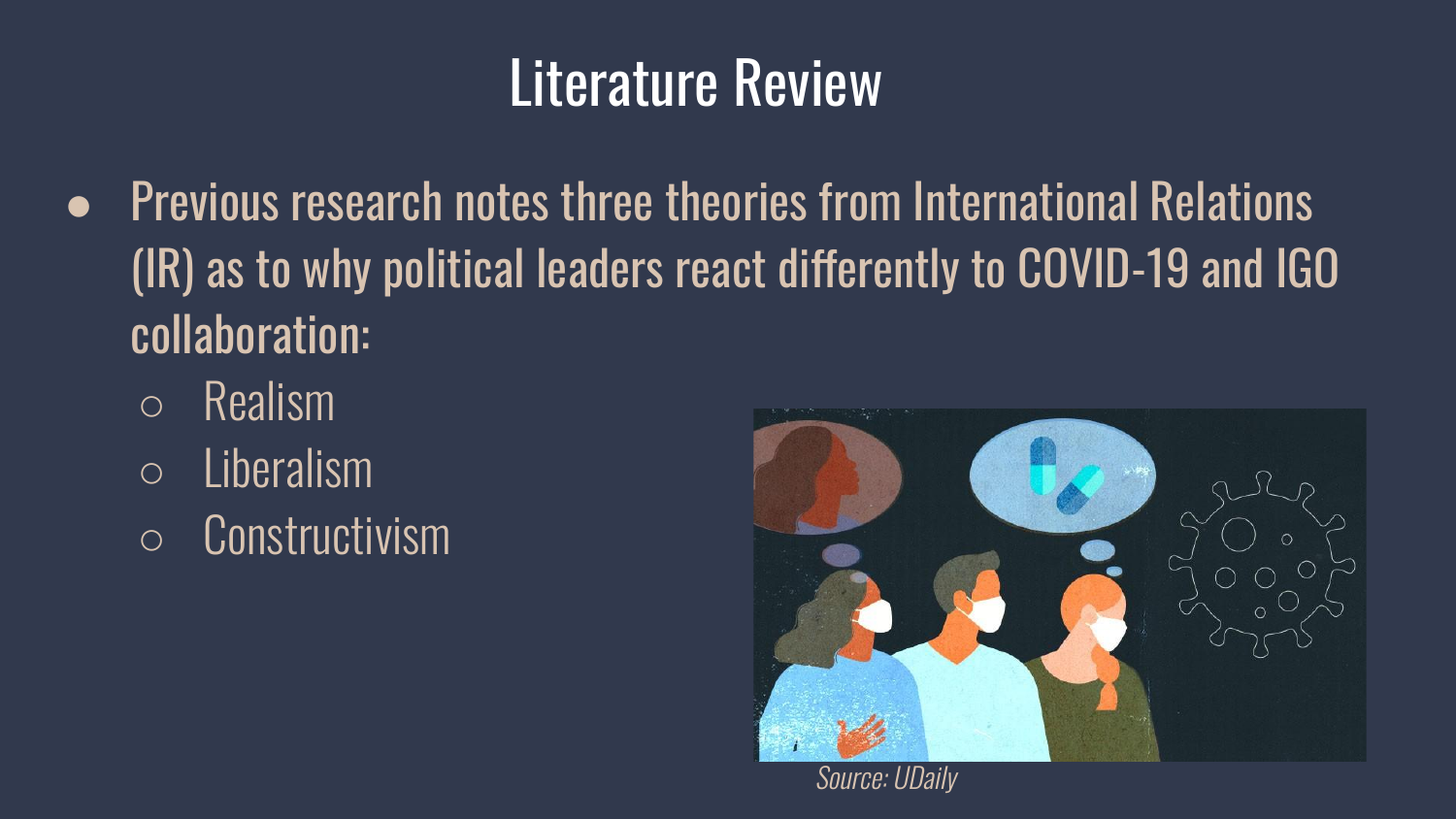# Literature Review

- Previous research notes three theories from International Relations (IR) as to why political leaders react differently to COVID-19 and IGO collaboration:
  - Realism
  - Liberalism
  - Constructivism

*Source: UDaily*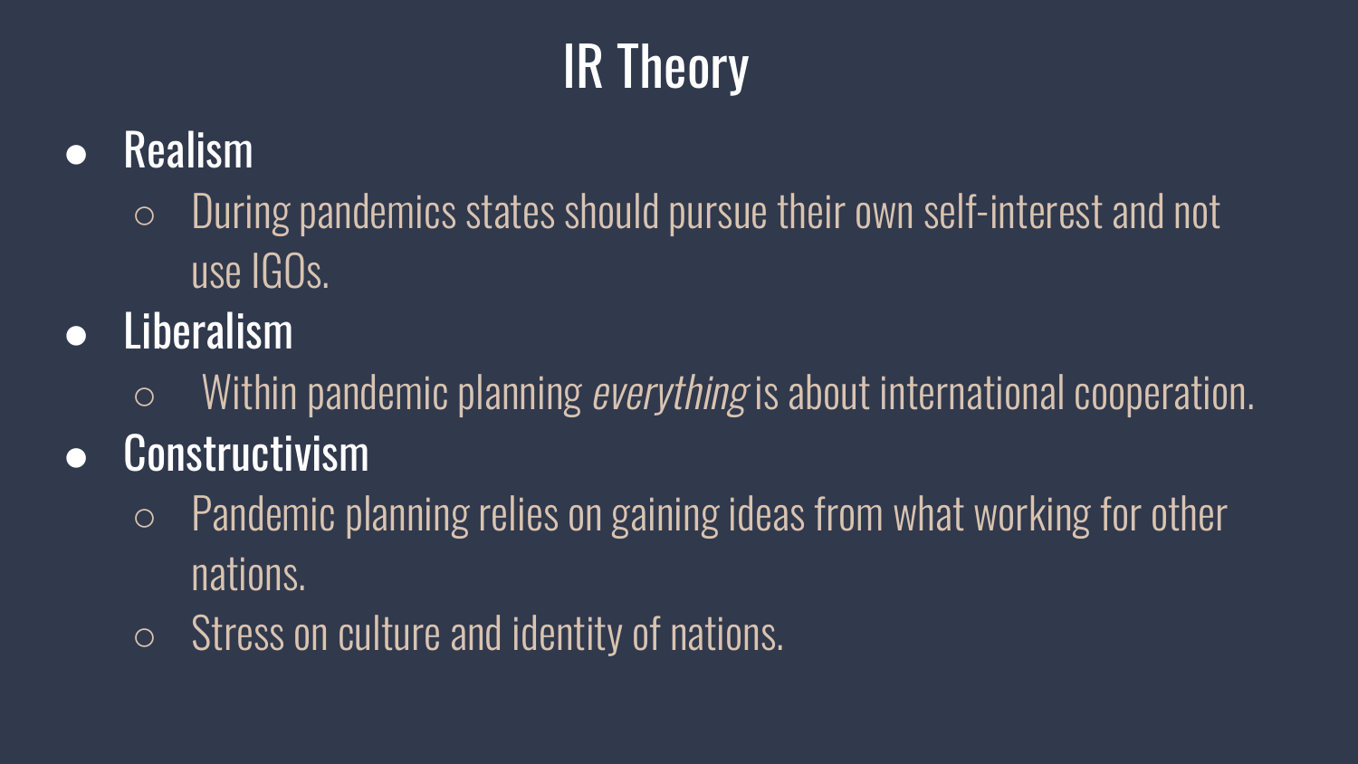# IR Theory

- **Realism**
  - During pandemics states should pursue their own self-interest and not use IGOs.
- **Liberalism**
  - Within pandemic planning *everything* is about international cooperation.
- **Constructivism**
  - Pandemic planning relies on gaining ideas from what working for other nations.
  - Stress on culture and identity of nations.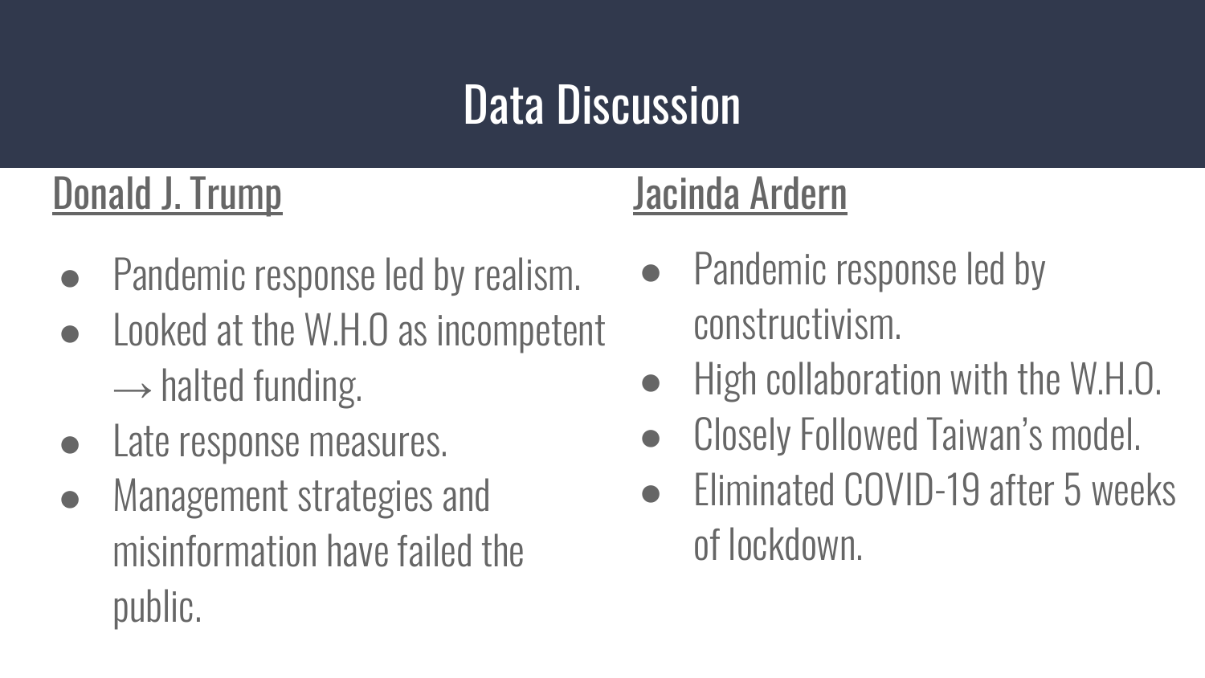# Data Discussion

## Donald J. Trump

- Pandemic response led by realism.
- Looked at the W.H.O as incompetent → halted funding.
- Late response measures.
- Management strategies and misinformation have failed the public.

## Jacinda Ardern

- Pandemic response led by constructivism.
- High collaboration with the W.H.O.
- Closely Followed Taiwan's model.
- Eliminated COVID-19 after 5 weeks of lockdown.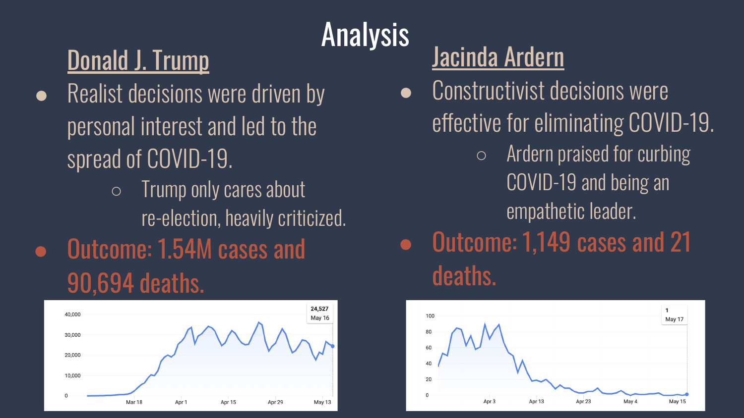# Analysis

## Donald J. Trump

- Realist decisions were driven by personal interest and led to the spread of COVID-19.
  - Trump only cares about re-election, heavily criticized.
- Outcome: 1.54M cases and 90,694 deaths.

## Jacinda Ardern

- Constructivist decisions were effective for eliminating COVID-19.
  - Ardern praised for curbing COVID-19 and being an empathetic leader.
- Outcome: 1,149 cases and 21 deaths.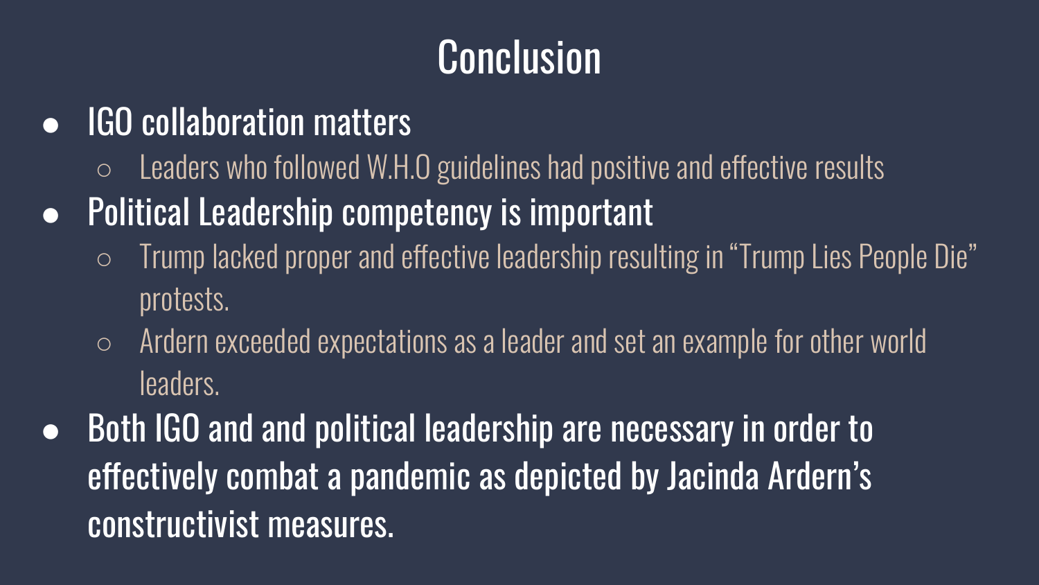# Conclusion

- IGO collaboration matters
  - Leaders who followed W.H.O guidelines had positive and effective results
- Political Leadership competency is important
  - Trump lacked proper and effective leadership resulting in "Trump Lies People Die" protests.
  - Ardern exceeded expectations as a leader and set an example for other world leaders.
- Both IGO and and political leadership are necessary in order to effectively combat a pandemic as depicted by Jacinda Ardern's constructivist measures.